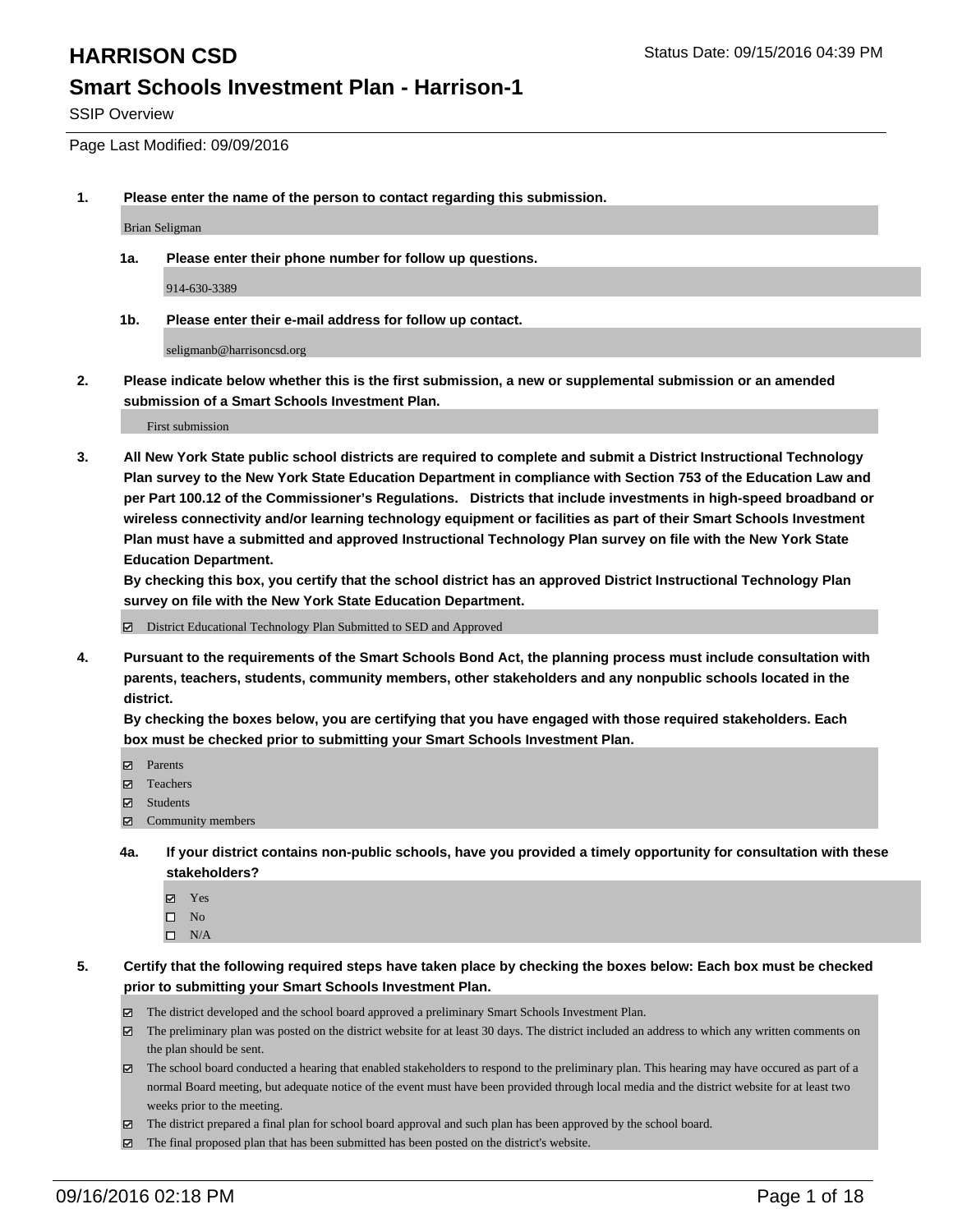# HARRISON CSD

Status Date: 09/15/2016 04:39 PM

## Smart Schools Investment Plan - Harrison-1

SSIP Overview

Page Last Modified: 09/09/2016

**1. Please enter the name of the person to contact regarding this submission.**

Brian Seligman

**1a. Please enter their phone number for follow up questions.**

914-630-3389

**1b. Please enter their e-mail address for follow up contact.**

seligmanb@harrisoncsd.org

**2. Please indicate below whether this is the first submission, a new or supplemental submission or an amended submission of a Smart Schools Investment Plan.**

First submission

**3. All New York State public school districts are required to complete and submit a District Instructional Technology Plan survey to the New York State Education Department in compliance with Section 753 of the Education Law and per Part 100.12 of the Commissioner's Regulations. Districts that include investments in high-speed broadband or wireless connectivity and/or learning technology equipment or facilities as part of their Smart Schools Investment Plan must have a submitted and approved Instructional Technology Plan survey on file with the New York State Education Department.**
**By checking this box, you certify that the school district has an approved District Instructional Technology Plan survey on file with the New York State Education Department.**

- [x] District Educational Technology Plan Submitted to SED and Approved

**4. Pursuant to the requirements of the Smart Schools Bond Act, the planning process must include consultation with parents, teachers, students, community members, other stakeholders and any nonpublic schools located in the district.**
**By checking the boxes below, you are certifying that you have engaged with those required stakeholders. Each box must be checked prior to submitting your Smart Schools Investment Plan.**

- [x] Parents
- [x] Teachers
- [x] Students
- [x] Community members

**4a. If your district contains non-public schools, have you provided a timely opportunity for consultation with these stakeholders?**

- [x] Yes
- [ ] No
- [ ] N/A

**5. Certify that the following required steps have taken place by checking the boxes below: Each box must be checked prior to submitting your Smart Schools Investment Plan.**

- [x] The district developed and the school board approved a preliminary Smart Schools Investment Plan.
- [x] The preliminary plan was posted on the district website for at least 30 days. The district included an address to which any written comments on the plan should be sent.
- [x] The school board conducted a hearing that enabled stakeholders to respond to the preliminary plan. This hearing may have occured as part of a normal Board meeting, but adequate notice of the event must have been provided through local media and the district website for at least two weeks prior to the meeting.
- [x] The district prepared a final plan for school board approval and such plan has been approved by the school board.
- [x] The final proposed plan that has been submitted has been posted on the district's website.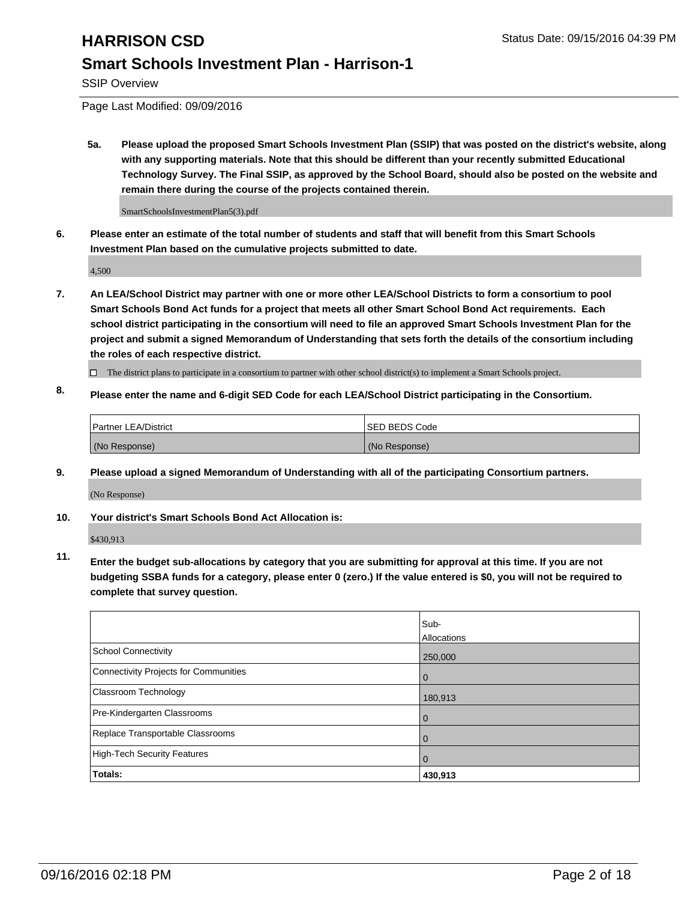# HARRISON CSD

## Smart Schools Investment Plan - Harrison-1

SSIP Overview

Page Last Modified: 09/09/2016

**5a. Please upload the proposed Smart Schools Investment Plan (SSIP) that was posted on the district's website, along with any supporting materials. Note that this should be different than your recently submitted Educational Technology Survey. The Final SSIP, as approved by the School Board, should also be posted on the website and remain there during the course of the projects contained therein.**

SmartSchoolsInvestmentPlan5(3).pdf

**6. Please enter an estimate of the total number of students and staff that will benefit from this Smart Schools Investment Plan based on the cumulative projects submitted to date.**

4,500

**7. An LEA/School District may partner with one or more other LEA/School Districts to form a consortium to pool Smart Schools Bond Act funds for a project that meets all other Smart School Bond Act requirements. Each school district participating in the consortium will need to file an approved Smart Schools Investment Plan for the project and submit a signed Memorandum of Understanding that sets forth the details of the consortium including the roles of each respective district.**

☐ The district plans to participate in a consortium to partner with other school district(s) to implement a Smart Schools project.

**8. Please enter the name and 6-digit SED Code for each LEA/School District participating in the Consortium.**

| Partner LEA/District | SED BEDS Code |
|---|---|
| (No Response) | (No Response) |

**9. Please upload a signed Memorandum of Understanding with all of the participating Consortium partners.**

(No Response)

**10. Your district's Smart Schools Bond Act Allocation is:**

$430,913

**11. Enter the budget sub-allocations by category that you are submitting for approval at this time. If you are not budgeting SSBA funds for a category, please enter 0 (zero.) If the value entered is $0, you will not be required to complete that survey question.**

| | Sub-Allocations |
|---|---|
| School Connectivity | 250,000 |
| Connectivity Projects for Communities | 0 |
| Classroom Technology | 180,913 |
| Pre-Kindergarten Classrooms | 0 |
| Replace Transportable Classrooms | 0 |
| High-Tech Security Features | 0 |
| **Totals:** | **430,913** |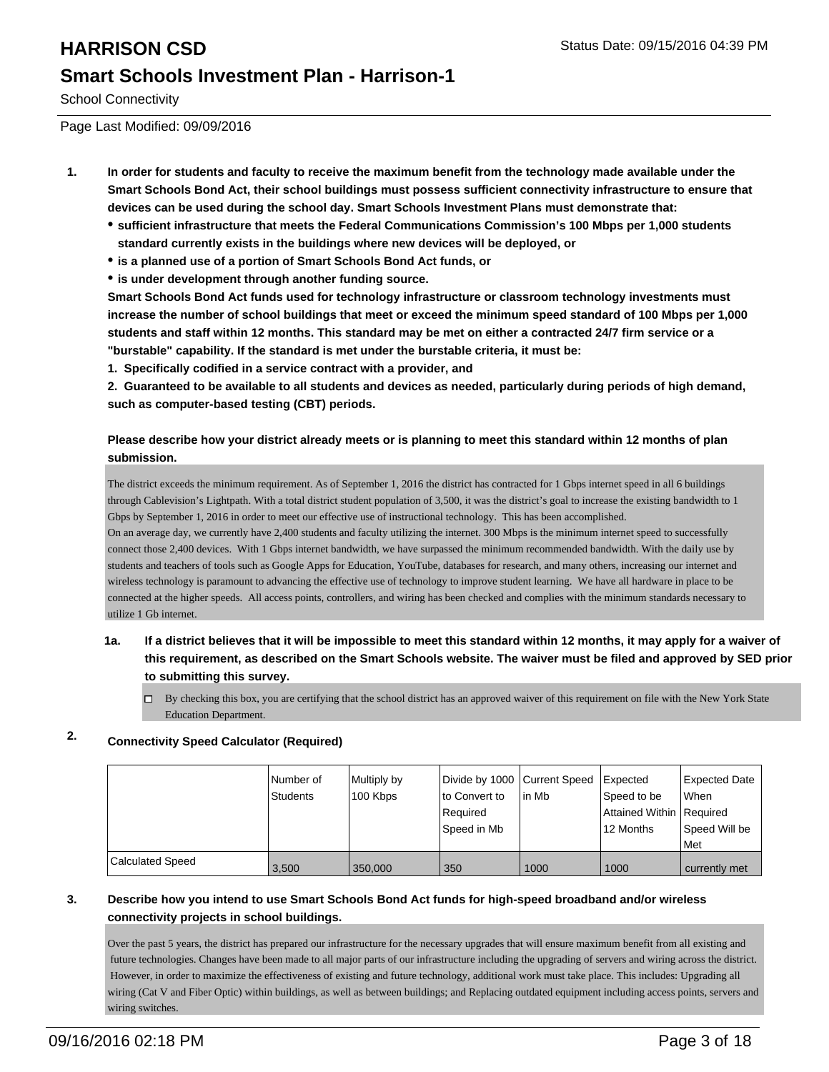# HARRISON CSD

Status Date: 09/15/2016 04:39 PM

## Smart Schools Investment Plan - Harrison-1

School Connectivity

Page Last Modified: 09/09/2016

1. **In order for students and faculty to receive the maximum benefit from the technology made available under the Smart Schools Bond Act, their school buildings must possess sufficient connectivity infrastructure to ensure that devices can be used during the school day. Smart Schools Investment Plans must demonstrate that:**
   - **sufficient infrastructure that meets the Federal Communications Commission's 100 Mbps per 1,000 students standard currently exists in the buildings where new devices will be deployed, or**
   - **is a planned use of a portion of Smart Schools Bond Act funds, or**
   - **is under development through another funding source.**

   **Smart Schools Bond Act funds used for technology infrastructure or classroom technology investments must increase the number of school buildings that meet or exceed the minimum speed standard of 100 Mbps per 1,000 students and staff within 12 months. This standard may be met on either a contracted 24/7 firm service or a "burstable" capability. If the standard is met under the burstable criteria, it must be:**

   **1. Specifically codified in a service contract with a provider, and**

   **2. Guaranteed to be available to all students and devices as needed, particularly during periods of high demand, such as computer-based testing (CBT) periods.**

   **Please describe how your district already meets or is planning to meet this standard within 12 months of plan submission.**

   The district exceeds the minimum requirement. As of September 1, 2016 the district has contracted for 1 Gbps internet speed in all 6 buildings through Cablevision's Lightpath. With a total district student population of 3,500, it was the district's goal to increase the existing bandwidth to 1 Gbps by September 1, 2016 in order to meet our effective use of instructional technology. This has been accomplished.
   On an average day, we currently have 2,400 students and faculty utilizing the internet. 300 Mbps is the minimum internet speed to successfully connect those 2,400 devices. With 1 Gbps internet bandwidth, we have surpassed the minimum recommended bandwidth. With the daily use by students and teachers of tools such as Google Apps for Education, YouTube, databases for research, and many others, increasing our internet and wireless technology is paramount to advancing the effective use of technology to improve student learning. We have all hardware in place to be connected at the higher speeds. All access points, controllers, and wiring has been checked and complies with the minimum standards necessary to utilize 1 Gb internet.

   1a. **If a district believes that it will be impossible to meet this standard within 12 months, it may apply for a waiver of this requirement, as described on the Smart Schools website. The waiver must be filed and approved by SED prior to submitting this survey.**

   ☐ By checking this box, you are certifying that the school district has an approved waiver of this requirement on file with the New York State Education Department.

2. **Connectivity Speed Calculator (Required)**

| | Number of Students | Multiply by 100 Kbps | Divide by 1000 to Convert to Required Speed in Mb | Current Speed in Mb | Expected Speed to be Attained Within 12 Months | Expected Date When Required Speed Will be Met |
|---|---|---|---|---|---|---|
| Calculated Speed | 3,500 | 350,000 | 350 | 1000 | 1000 | currently met |

3. **Describe how you intend to use Smart Schools Bond Act funds for high-speed broadband and/or wireless connectivity projects in school buildings.**

   Over the past 5 years, the district has prepared our infrastructure for the necessary upgrades that will ensure maximum benefit from all existing and future technologies. Changes have been made to all major parts of our infrastructure including the upgrading of servers and wiring across the district. However, in order to maximize the effectiveness of existing and future technology, additional work must take place. This includes: Upgrading all wiring (Cat V and Fiber Optic) within buildings, as well as between buildings; and Replacing outdated equipment including access points, servers and wiring switches.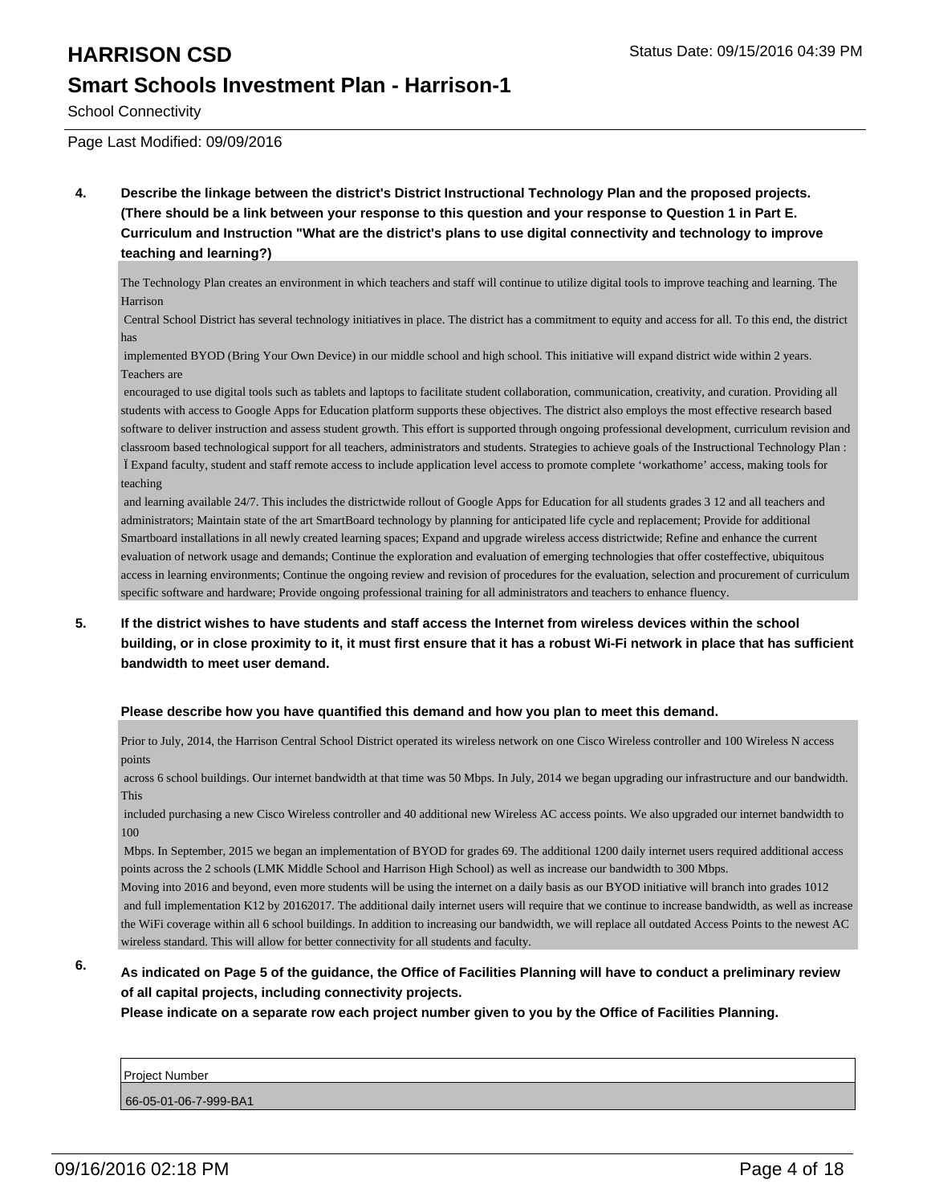School Connectivity

Page Last Modified: 09/09/2016

**4. Describe the linkage between the district's District Instructional Technology Plan and the proposed projects. (There should be a link between your response to this question and your response to Question 1 in Part E. Curriculum and Instruction "What are the district's plans to use digital connectivity and technology to improve teaching and learning?)**

The Technology Plan creates an environment in which teachers and staff will continue to utilize digital tools to improve teaching and learning. The Harrison Central School District has several technology initiatives in place. The district has a commitment to equity and access for all. To this end, the district has implemented BYOD (Bring Your Own Device) in our middle school and high school. This initiative will expand district wide within 2 years. Teachers are encouraged to use digital tools such as tablets and laptops to facilitate student collaboration, communication, creativity, and curation. Providing all students with access to Google Apps for Education platform supports these objectives. The district also employs the most effective research based software to deliver instruction and assess student growth. This effort is supported through ongoing professional development, curriculum revision and classroom based technological support for all teachers, administrators and students. Strategies to achieve goals of the Instructional Technology Plan : Ï Expand faculty, student and staff remote access to include application level access to promote complete 'workathome' access, making tools for teaching and learning available 24/7. This includes the districtwide rollout of Google Apps for Education for all students grades 3 12 and all teachers and administrators; Maintain state of the art SmartBoard technology by planning for anticipated life cycle and replacement; Provide for additional Smartboard installations in all newly created learning spaces; Expand and upgrade wireless access districtwide; Refine and enhance the current evaluation of network usage and demands; Continue the exploration and evaluation of emerging technologies that offer costeffective, ubiquitous access in learning environments; Continue the ongoing review and revision of procedures for the evaluation, selection and procurement of curriculum specific software and hardware; Provide ongoing professional training for all administrators and teachers to enhance fluency.

**5. If the district wishes to have students and staff access the Internet from wireless devices within the school building, or in close proximity to it, it must first ensure that it has a robust Wi-Fi network in place that has sufficient bandwidth to meet user demand.**

**Please describe how you have quantified this demand and how you plan to meet this demand.**

Prior to July, 2014, the Harrison Central School District operated its wireless network on one Cisco Wireless controller and 100 Wireless N access points across 6 school buildings. Our internet bandwidth at that time was 50 Mbps. In July, 2014 we began upgrading our infrastructure and our bandwidth. This included purchasing a new Cisco Wireless controller and 40 additional new Wireless AC access points. We also upgraded our internet bandwidth to 100 Mbps. In September, 2015 we began an implementation of BYOD for grades 69. The additional 1200 daily internet users required additional access points across the 2 schools (LMK Middle School and Harrison High School) as well as increase our bandwidth to 300 Mbps.
Moving into 2016 and beyond, even more students will be using the internet on a daily basis as our BYOD initiative will branch into grades 1012 and full implementation K12 by 20162017. The additional daily internet users will require that we continue to increase bandwidth, as well as increase the WiFi coverage within all 6 school buildings. In addition to increasing our bandwidth, we will replace all outdated Access Points to the newest AC wireless standard. This will allow for better connectivity for all students and faculty.

**6. As indicated on Page 5 of the guidance, the Office of Facilities Planning will have to conduct a preliminary review of all capital projects, including connectivity projects.**
**Please indicate on a separate row each project number given to you by the Office of Facilities Planning.**

| Project Number |
| --- |
| 66-05-01-06-7-999-BA1 |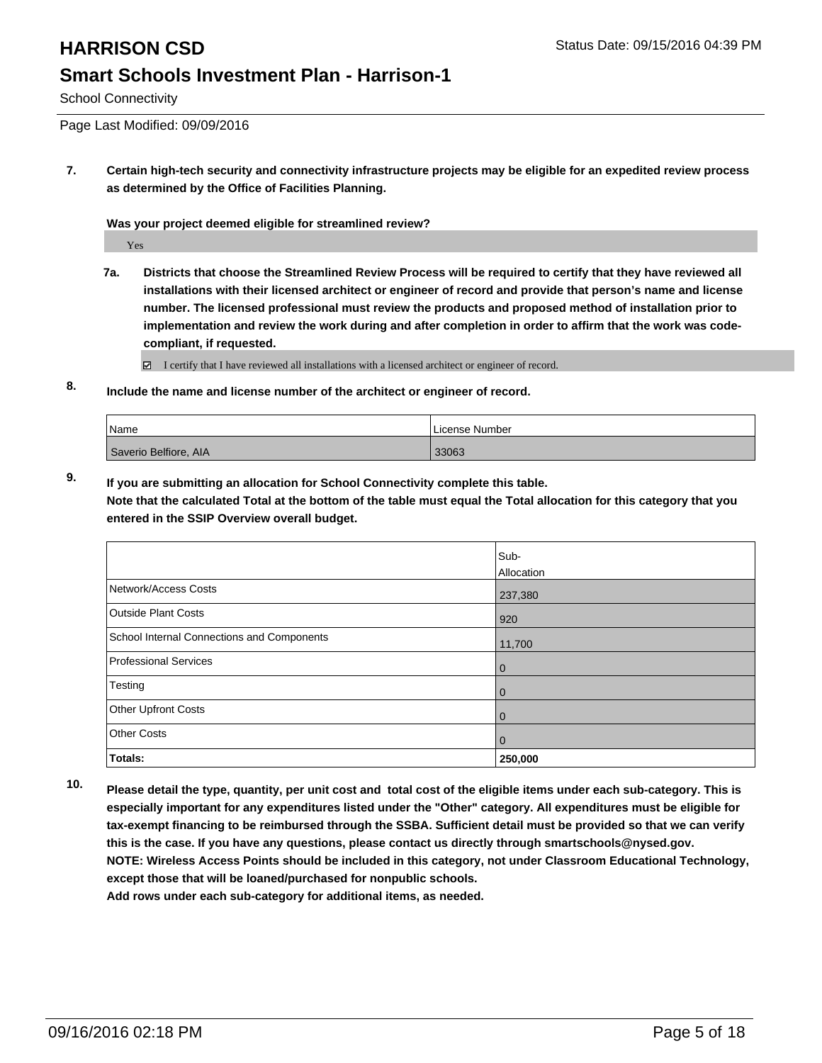**7. Certain high-tech security and connectivity infrastructure projects may be eligible for an expedited review process as determined by the Office of Facilities Planning.**

**Was your project deemed eligible for streamlined review?**

Yes

**7a. Districts that choose the Streamlined Review Process will be required to certify that they have reviewed all installations with their licensed architect or engineer of record and provide that person's name and license number. The licensed professional must review the products and proposed method of installation prior to implementation and review the work during and after completion in order to affirm that the work was code-compliant, if requested.**

☑ I certify that I have reviewed all installations with a licensed architect or engineer of record.

**8. Include the name and license number of the architect or engineer of record.**

| Name | License Number |
|---|---|
| Saverio Belfiore, AIA | 33063 |

**9. If you are submitting an allocation for School Connectivity complete this table. Note that the calculated Total at the bottom of the table must equal the Total allocation for this category that you entered in the SSIP Overview overall budget.**

| | Sub-Allocation |
|---|---|
| Network/Access Costs | 237,380 |
| Outside Plant Costs | 920 |
| School Internal Connections and Components | 11,700 |
| Professional Services | 0 |
| Testing | 0 |
| Other Upfront Costs | 0 |
| Other Costs | 0 |
| **Totals:** | **250,000** |

**10. Please detail the type, quantity, per unit cost and total cost of the eligible items under each sub-category. This is especially important for any expenditures listed under the "Other" category. All expenditures must be eligible for tax-exempt financing to be reimbursed through the SSBA. Sufficient detail must be provided so that we can verify this is the case. If you have any questions, please contact us directly through smartschools@nysed.gov.**
**NOTE: Wireless Access Points should be included in this category, not under Classroom Educational Technology, except those that will be loaned/purchased for nonpublic schools.**
**Add rows under each sub-category for additional items, as needed.**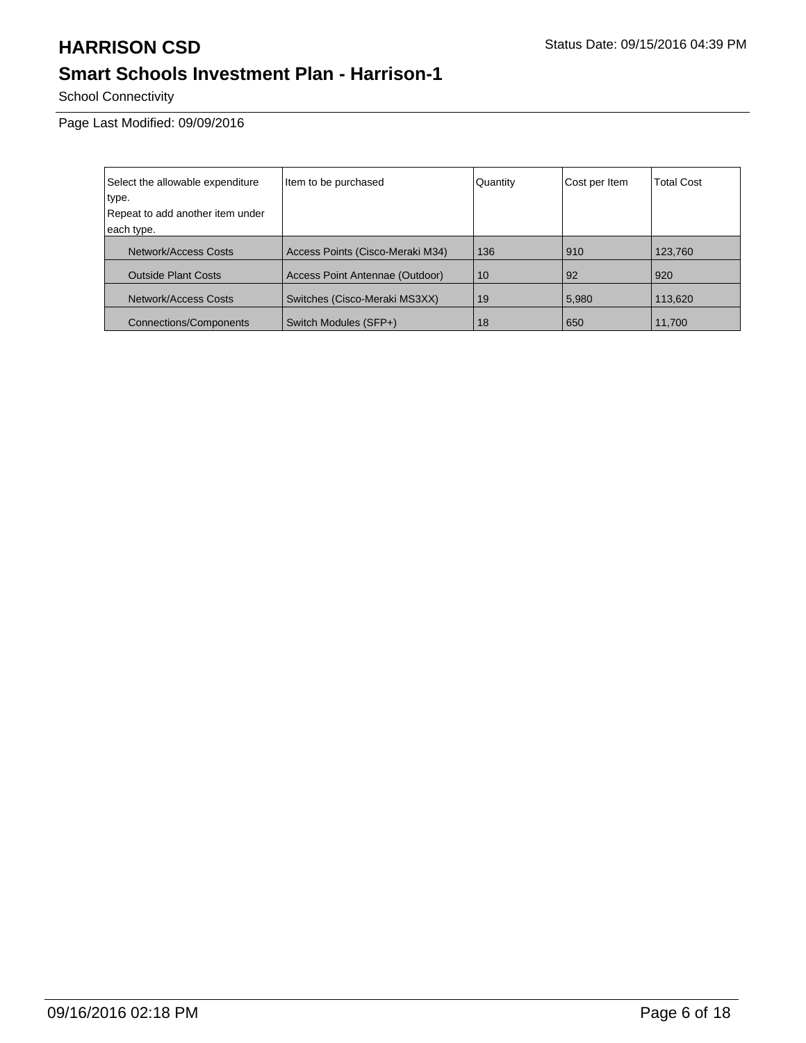# HARRISON CSD

## Smart Schools Investment Plan - Harrison-1

School Connectivity

Page Last Modified: 09/09/2016

| Select the allowable expenditure type.<br>Repeat to add another item under each type. | Item to be purchased | Quantity | Cost per Item | Total Cost |
|---|---|---|---|---|
| Network/Access Costs | Access Points (Cisco-Meraki M34) | 136 | 910 | 123,760 |
| Outside Plant Costs | Access Point Antennae (Outdoor) | 10 | 92 | 920 |
| Network/Access Costs | Switches (Cisco-Meraki MS3XX) | 19 | 5,980 | 113,620 |
| Connections/Components | Switch Modules (SFP+) | 18 | 650 | 11,700 |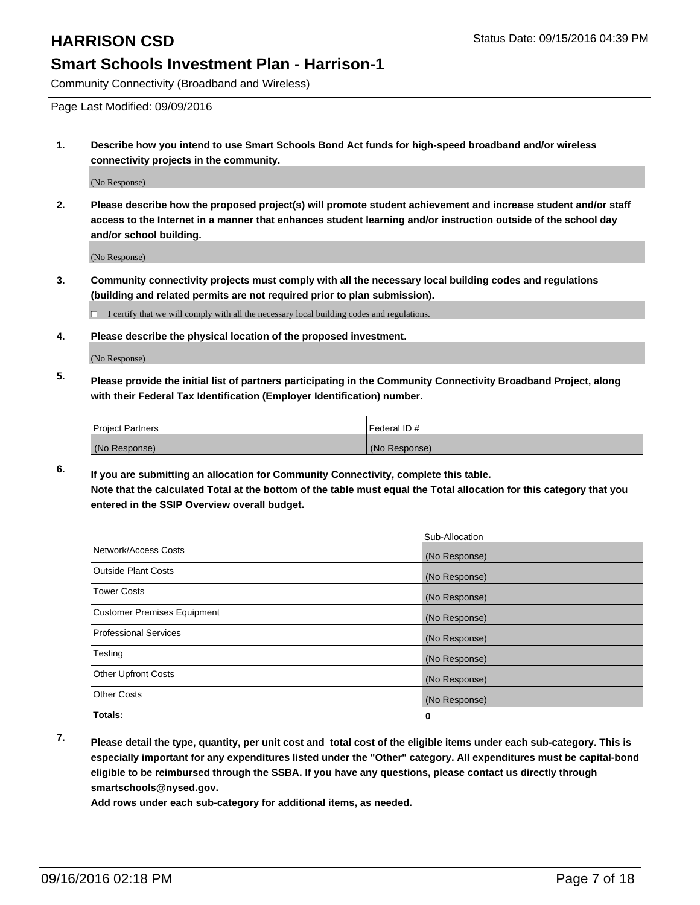# HARRISON CSD

Status Date: 09/15/2016 04:39 PM

## Smart Schools Investment Plan - Harrison-1

Community Connectivity (Broadband and Wireless)

Page Last Modified: 09/09/2016

1. **Describe how you intend to use Smart Schools Bond Act funds for high-speed broadband and/or wireless connectivity projects in the community.**

   (No Response)

2. **Please describe how the proposed project(s) will promote student achievement and increase student and/or staff access to the Internet in a manner that enhances student learning and/or instruction outside of the school day and/or school building.**

   (No Response)

3. **Community connectivity projects must comply with all the necessary local building codes and regulations (building and related permits are not required prior to plan submission).**

   ☐ I certify that we will comply with all the necessary local building codes and regulations.

4. **Please describe the physical location of the proposed investment.**

   (No Response)

5. **Please provide the initial list of partners participating in the Community Connectivity Broadband Project, along with their Federal Tax Identification (Employer Identification) number.**

| Project Partners | Federal ID # |
|---|---|
| (No Response) | (No Response) |

6. **If you are submitting an allocation for Community Connectivity, complete this table. Note that the calculated Total at the bottom of the table must equal the Total allocation for this category that you entered in the SSIP Overview overall budget.**

| | Sub-Allocation |
|---|---|
| Network/Access Costs | (No Response) |
| Outside Plant Costs | (No Response) |
| Tower Costs | (No Response) |
| Customer Premises Equipment | (No Response) |
| Professional Services | (No Response) |
| Testing | (No Response) |
| Other Upfront Costs | (No Response) |
| Other Costs | (No Response) |
| **Totals:** | **0** |

7. **Please detail the type, quantity, per unit cost and total cost of the eligible items under each sub-category. This is especially important for any expenditures listed under the "Other" category. All expenditures must be capital-bond eligible to be reimbursed through the SSBA. If you have any questions, please contact us directly through smartschools@nysed.gov.**

   **Add rows under each sub-category for additional items, as needed.**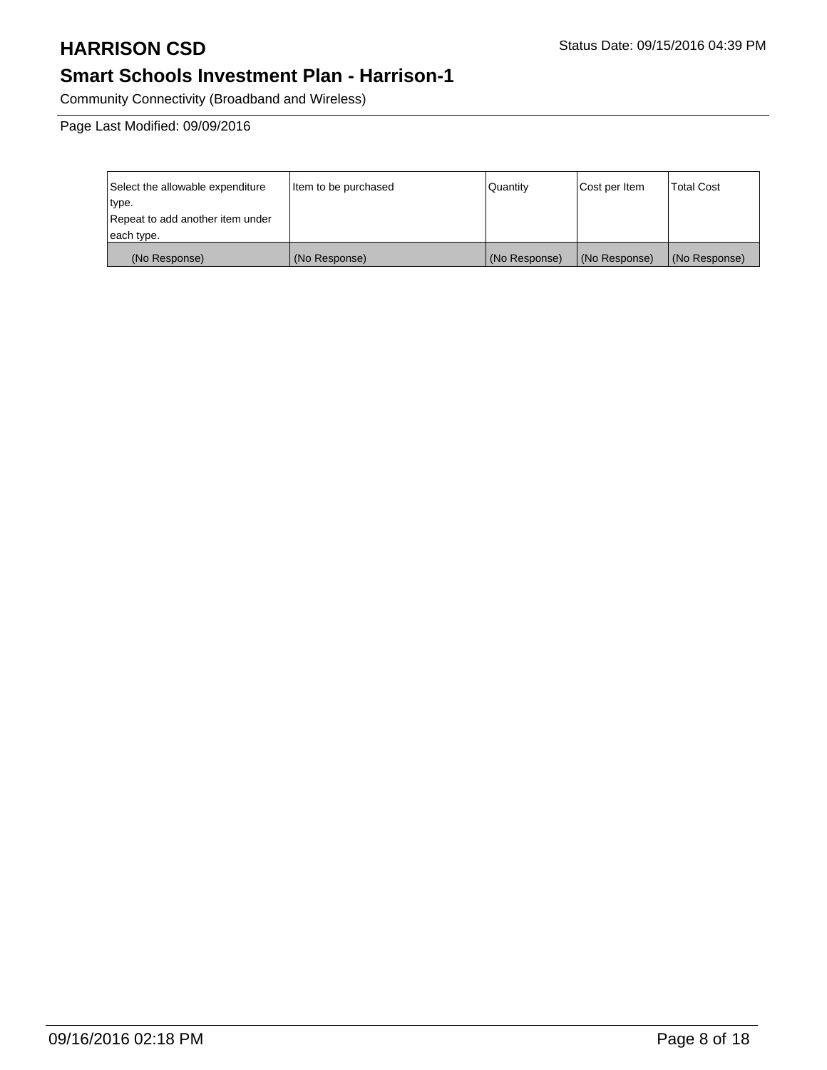# HARRISON CSD

Status Date: 09/15/2016 04:39 PM

## Smart Schools Investment Plan - Harrison-1

Community Connectivity (Broadband and Wireless)

Page Last Modified: 09/09/2016

| Select the allowable expenditure type. Repeat to add another item under each type. | Item to be purchased | Quantity | Cost per Item | Total Cost |
|---|---|---|---|---|
| (No Response) | (No Response) | (No Response) | (No Response) | (No Response) |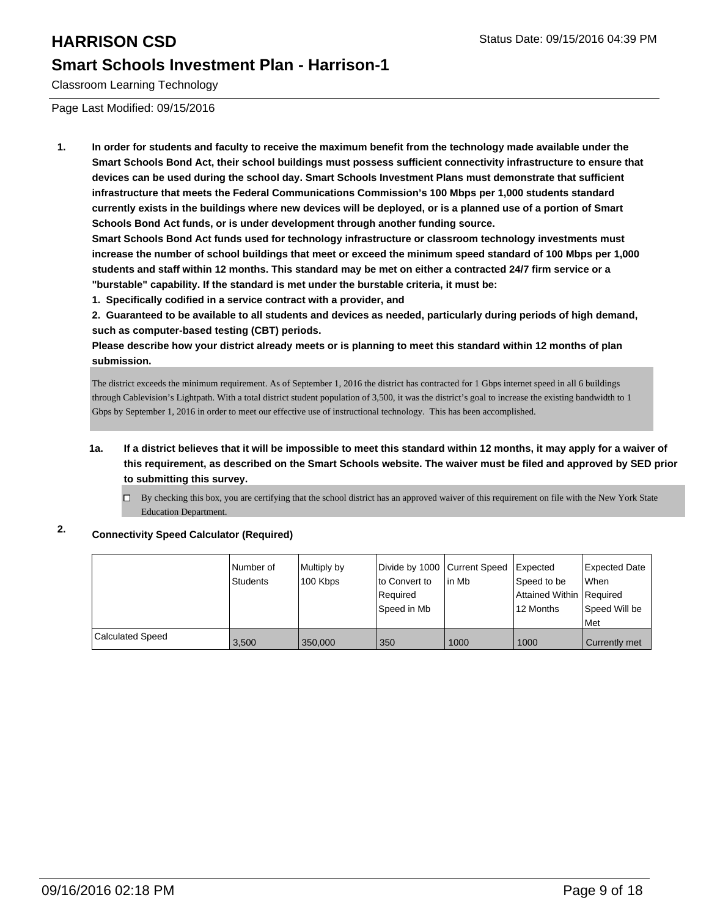# HARRISON CSD

## Smart Schools Investment Plan - Harrison-1

Classroom Learning Technology

Page Last Modified: 09/15/2016

**1. In order for students and faculty to receive the maximum benefit from the technology made available under the Smart Schools Bond Act, their school buildings must possess sufficient connectivity infrastructure to ensure that devices can be used during the school day. Smart Schools Investment Plans must demonstrate that sufficient infrastructure that meets the Federal Communications Commission's 100 Mbps per 1,000 students standard currently exists in the buildings where new devices will be deployed, or is a planned use of a portion of Smart Schools Bond Act funds, or is under development through another funding source.**

**Smart Schools Bond Act funds used for technology infrastructure or classroom technology investments must increase the number of school buildings that meet or exceed the minimum speed standard of 100 Mbps per 1,000 students and staff within 12 months. This standard may be met on either a contracted 24/7 firm service or a "burstable" capability. If the standard is met under the burstable criteria, it must be:**

**1. Specifically codified in a service contract with a provider, and**

**2. Guaranteed to be available to all students and devices as needed, particularly during periods of high demand, such as computer-based testing (CBT) periods.**

**Please describe how your district already meets or is planning to meet this standard within 12 months of plan submission.**

The district exceeds the minimum requirement. As of September 1, 2016 the district has contracted for 1 Gbps internet speed in all 6 buildings through Cablevision's Lightpath. With a total district student population of 3,500, it was the district's goal to increase the existing bandwidth to 1 Gbps by September 1, 2016 in order to meet our effective use of instructional technology. This has been accomplished.

**1a. If a district believes that it will be impossible to meet this standard within 12 months, it may apply for a waiver of this requirement, as described on the Smart Schools website. The waiver must be filed and approved by SED prior to submitting this survey.**

☐ By checking this box, you are certifying that the school district has an approved waiver of this requirement on file with the New York State Education Department.

**2. Connectivity Speed Calculator (Required)**

| | Number of Students | Multiply by 100 Kbps | Divide by 1000 to Convert to Required Speed in Mb | Current Speed in Mb | Expected Speed to be Attained Within 12 Months | Expected Date When Required Speed Will be Met |
|---|---|---|---|---|---|---|
| Calculated Speed | 3,500 | 350,000 | 350 | 1000 | 1000 | Currently met |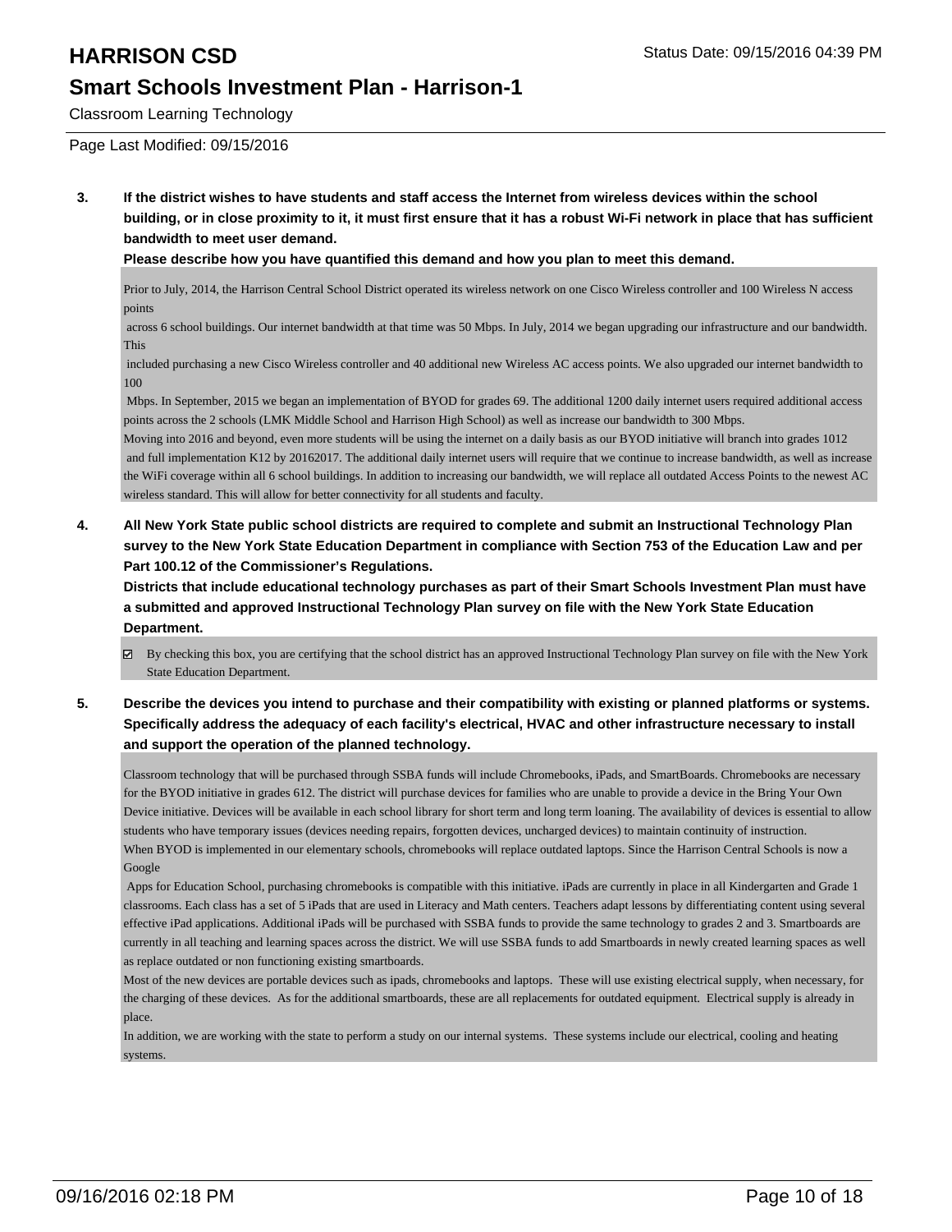# HARRISON CSD

## Smart Schools Investment Plan - Harrison-1

Classroom Learning Technology

Page Last Modified: 09/15/2016

**3. If the district wishes to have students and staff access the Internet from wireless devices within the school building, or in close proximity to it, it must first ensure that it has a robust Wi-Fi network in place that has sufficient bandwidth to meet user demand.**

**Please describe how you have quantified this demand and how you plan to meet this demand.**

Prior to July, 2014, the Harrison Central School District operated its wireless network on one Cisco Wireless controller and 100 Wireless N access points across 6 school buildings. Our internet bandwidth at that time was 50 Mbps. In July, 2014 we began upgrading our infrastructure and our bandwidth. This included purchasing a new Cisco Wireless controller and 40 additional new Wireless AC access points. We also upgraded our internet bandwidth to 100 Mbps. In September, 2015 we began an implementation of BYOD for grades 69. The additional 1200 daily internet users required additional access points across the 2 schools (LMK Middle School and Harrison High School) as well as increase our bandwidth to 300 Mbps.

Moving into 2016 and beyond, even more students will be using the internet on a daily basis as our BYOD initiative will branch into grades 1012 and full implementation K12 by 20162017. The additional daily internet users will require that we continue to increase bandwidth, as well as increase the WiFi coverage within all 6 school buildings. In addition to increasing our bandwidth, we will replace all outdated Access Points to the newest AC wireless standard. This will allow for better connectivity for all students and faculty.

**4. All New York State public school districts are required to complete and submit an Instructional Technology Plan survey to the New York State Education Department in compliance with Section 753 of the Education Law and per Part 100.12 of the Commissioner's Regulations.**

**Districts that include educational technology purchases as part of their Smart Schools Investment Plan must have a submitted and approved Instructional Technology Plan survey on file with the New York State Education Department.**

☑ By checking this box, you are certifying that the school district has an approved Instructional Technology Plan survey on file with the New York State Education Department.

**5. Describe the devices you intend to purchase and their compatibility with existing or planned platforms or systems. Specifically address the adequacy of each facility's electrical, HVAC and other infrastructure necessary to install and support the operation of the planned technology.**

Classroom technology that will be purchased through SSBA funds will include Chromebooks, iPads, and SmartBoards. Chromebooks are necessary for the BYOD initiative in grades 612. The district will purchase devices for families who are unable to provide a device in the Bring Your Own Device initiative. Devices will be available in each school library for short term and long term loaning. The availability of devices is essential to allow students who have temporary issues (devices needing repairs, forgotten devices, uncharged devices) to maintain continuity of instruction.

When BYOD is implemented in our elementary schools, chromebooks will replace outdated laptops. Since the Harrison Central Schools is now a Google Apps for Education School, purchasing chromebooks is compatible with this initiative. iPads are currently in place in all Kindergarten and Grade 1 classrooms. Each class has a set of 5 iPads that are used in Literacy and Math centers. Teachers adapt lessons by differentiating content using several effective iPad applications. Additional iPads will be purchased with SSBA funds to provide the same technology to grades 2 and 3. Smartboards are currently in all teaching and learning spaces across the district. We will use SSBA funds to add Smartboards in newly created learning spaces as well as replace outdated or non functioning existing smartboards.

Most of the new devices are portable devices such as ipads, chromebooks and laptops. These will use existing electrical supply, when necessary, for the charging of these devices. As for the additional smartboards, these are all replacements for outdated equipment. Electrical supply is already in place.

In addition, we are working with the state to perform a study on our internal systems. These systems include our electrical, cooling and heating systems.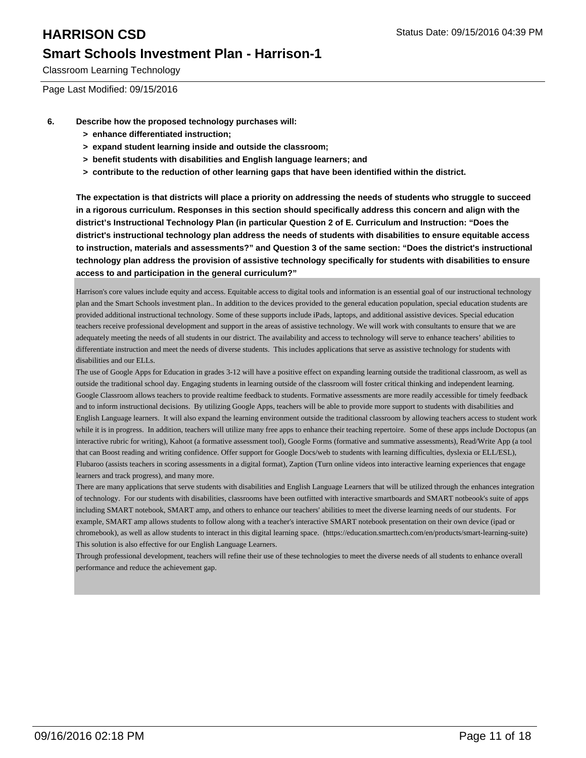Classroom Learning Technology

Page Last Modified: 09/15/2016

6. **Describe how the proposed technology purchases will:**
   - **> enhance differentiated instruction;**
   - **> expand student learning inside and outside the classroom;**
   - **> benefit students with disabilities and English language learners; and**
   - **> contribute to the reduction of other learning gaps that have been identified within the district.**

**The expectation is that districts will place a priority on addressing the needs of students who struggle to succeed in a rigorous curriculum. Responses in this section should specifically address this concern and align with the district's Instructional Technology Plan (in particular Question 2 of E. Curriculum and Instruction: "Does the district's instructional technology plan address the needs of students with disabilities to ensure equitable access to instruction, materials and assessments?" and Question 3 of the same section: "Does the district's instructional technology plan address the provision of assistive technology specifically for students with disabilities to ensure access to and participation in the general curriculum?"**

Harrison's core values include equity and access. Equitable access to digital tools and information is an essential goal of our instructional technology plan and the Smart Schools investment plan.. In addition to the devices provided to the general education population, special education students are provided additional instructional technology. Some of these supports include iPads, laptops, and additional assistive devices. Special education teachers receive professional development and support in the areas of assistive technology. We will work with consultants to ensure that we are adequately meeting the needs of all students in our district. The availability and access to technology will serve to enhance teachers' abilities to differentiate instruction and meet the needs of diverse students. This includes applications that serve as assistive technology for students with disabilities and our ELLs.
The use of Google Apps for Education in grades 3-12 will have a positive effect on expanding learning outside the traditional classroom, as well as outside the traditional school day. Engaging students in learning outside of the classroom will foster critical thinking and independent learning. Google Classroom allows teachers to provide realtime feedback to students. Formative assessments are more readily accessible for timely feedback and to inform instructional decisions. By utilizing Google Apps, teachers will be able to provide more support to students with disabilities and English Language learners. It will also expand the learning environment outside the traditional classroom by allowing teachers access to student work while it is in progress. In addition, teachers will utilize many free apps to enhance their teaching repertoire. Some of these apps include Doctopus (an interactive rubric for writing), Kahoot (a formative assessment tool), Google Forms (formative and summative assessments), Read/Write App (a tool that can Boost reading and writing confidence. Offer support for Google Docs/web to students with learning difficulties, dyslexia or ELL/ESL), Flubaroo (assists teachers in scoring assessments in a digital format), Zaption (Turn online videos into interactive learning experiences that engage learners and track progress), and many more.
There are many applications that serve students with disabilities and English Language Learners that will be utilized through the enhances integration of technology. For our students with disabilities, classrooms have been outfitted with interactive smartboards and SMART notbeook's suite of apps including SMART notebook, SMART amp, and others to enhance our teachers' abilities to meet the diverse learning needs of our students. For example, SMART amp allows students to follow along with a teacher's interactive SMART notebook presentation on their own device (ipad or chromebook), as well as allow students to interact in this digital learning space. (https://education.smarttech.com/en/products/smart-learning-suite) This solution is also effective for our English Language Learners.
Through professional development, teachers will refine their use of these technologies to meet the diverse needs of all students to enhance overall performance and reduce the achievement gap.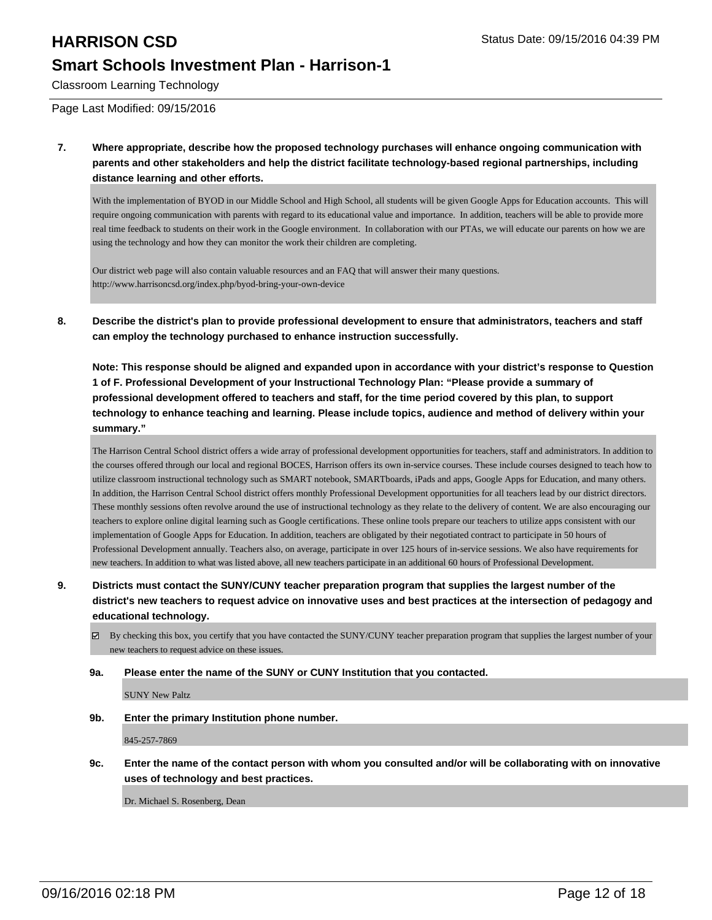**7. Where appropriate, describe how the proposed technology purchases will enhance ongoing communication with parents and other stakeholders and help the district facilitate technology-based regional partnerships, including distance learning and other efforts.**

With the implementation of BYOD in our Middle School and High School, all students will be given Google Apps for Education accounts. This will require ongoing communication with parents with regard to its educational value and importance. In addition, teachers will be able to provide more real time feedback to students on their work in the Google environment. In collaboration with our PTAs, we will educate our parents on how we are using the technology and how they can monitor the work their children are completing.

Our district web page will also contain valuable resources and an FAQ that will answer their many questions.
http://www.harrisoncsd.org/index.php/byod-bring-your-own-device

**8. Describe the district's plan to provide professional development to ensure that administrators, teachers and staff can employ the technology purchased to enhance instruction successfully.**

**Note: This response should be aligned and expanded upon in accordance with your district's response to Question 1 of F. Professional Development of your Instructional Technology Plan: "Please provide a summary of professional development offered to teachers and staff, for the time period covered by this plan, to support technology to enhance teaching and learning. Please include topics, audience and method of delivery within your summary."**

The Harrison Central School district offers a wide array of professional development opportunities for teachers, staff and administrators. In addition to the courses offered through our local and regional BOCES, Harrison offers its own in-service courses. These include courses designed to teach how to utilize classroom instructional technology such as SMART notebook, SMARTboards, iPads and apps, Google Apps for Education, and many others. In addition, the Harrison Central School district offers monthly Professional Development opportunities for all teachers lead by our district directors. These monthly sessions often revolve around the use of instructional technology as they relate to the delivery of content. We are also encouraging our teachers to explore online digital learning such as Google certifications. These online tools prepare our teachers to utilize apps consistent with our implementation of Google Apps for Education. In addition, teachers are obligated by their negotiated contract to participate in 50 hours of Professional Development annually. Teachers also, on average, participate in over 125 hours of in-service sessions. We also have requirements for new teachers. In addition to what was listed above, all new teachers participate in an additional 60 hours of Professional Development.

**9. Districts must contact the SUNY/CUNY teacher preparation program that supplies the largest number of the district's new teachers to request advice on innovative uses and best practices at the intersection of pedagogy and educational technology.**

☑ By checking this box, you certify that you have contacted the SUNY/CUNY teacher preparation program that supplies the largest number of your new teachers to request advice on these issues.

**9a. Please enter the name of the SUNY or CUNY Institution that you contacted.**

SUNY New Paltz

**9b. Enter the primary Institution phone number.**

845-257-7869

**9c. Enter the name of the contact person with whom you consulted and/or will be collaborating with on innovative uses of technology and best practices.**

Dr. Michael S. Rosenberg, Dean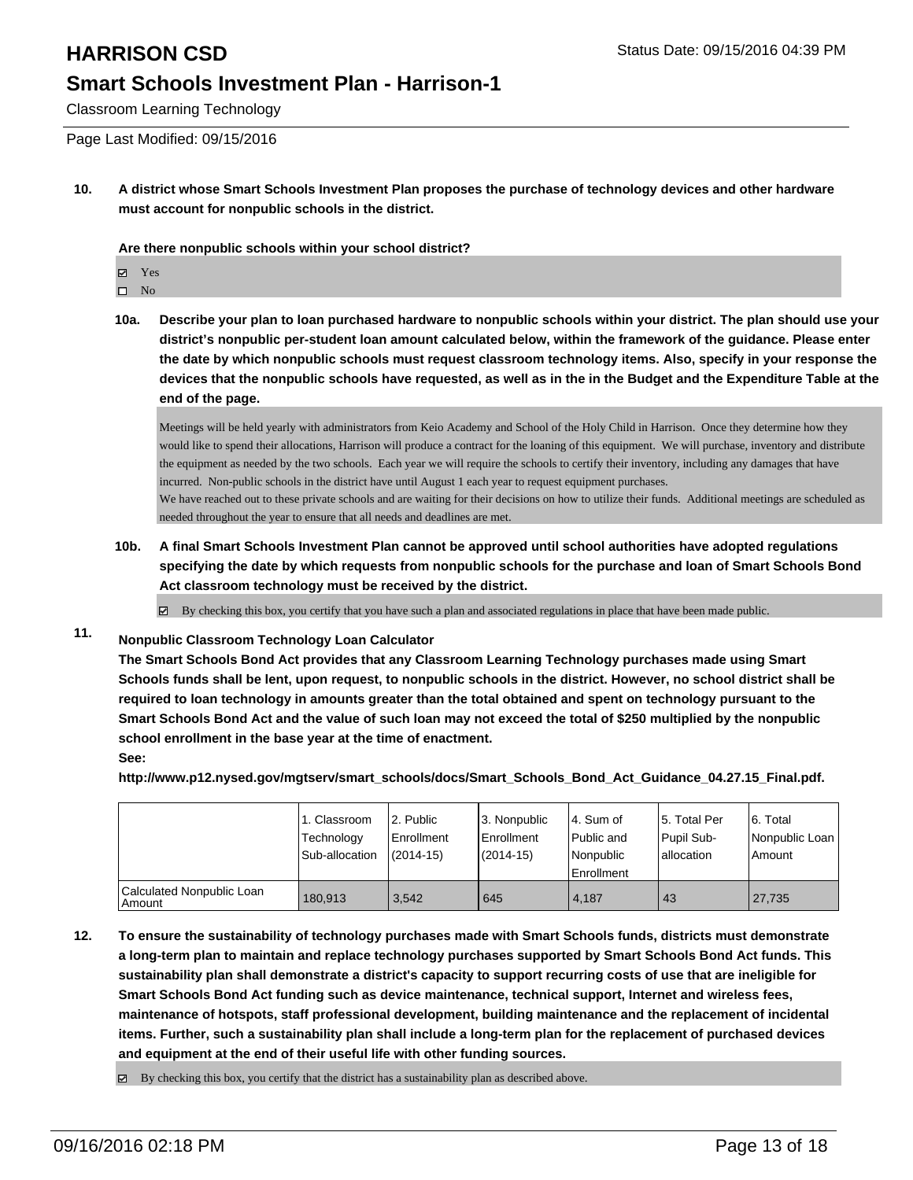Classroom Learning Technology

Page Last Modified: 09/15/2016

**10. A district whose Smart Schools Investment Plan proposes the purchase of technology devices and other hardware must account for nonpublic schools in the district.**

**Are there nonpublic schools within your school district?**

☑ Yes
☐ No

**10a. Describe your plan to loan purchased hardware to nonpublic schools within your district. The plan should use your district's nonpublic per-student loan amount calculated below, within the framework of the guidance. Please enter the date by which nonpublic schools must request classroom technology items. Also, specify in your response the devices that the nonpublic schools have requested, as well as in the in the Budget and the Expenditure Table at the end of the page.**

Meetings will be held yearly with administrators from Keio Academy and School of the Holy Child in Harrison. Once they determine how they would like to spend their allocations, Harrison will produce a contract for the loaning of this equipment. We will purchase, inventory and distribute the equipment as needed by the two schools. Each year we will require the schools to certify their inventory, including any damages that have incurred. Non-public schools in the district have until August 1 each year to request equipment purchases.
We have reached out to these private schools and are waiting for their decisions on how to utilize their funds. Additional meetings are scheduled as needed throughout the year to ensure that all needs and deadlines are met.

**10b. A final Smart Schools Investment Plan cannot be approved until school authorities have adopted regulations specifying the date by which requests from nonpublic schools for the purchase and loan of Smart Schools Bond Act classroom technology must be received by the district.**

☑ By checking this box, you certify that you have such a plan and associated regulations in place that have been made public.

**11. Nonpublic Classroom Technology Loan Calculator**
**The Smart Schools Bond Act provides that any Classroom Learning Technology purchases made using Smart Schools funds shall be lent, upon request, to nonpublic schools in the district. However, no school district shall be required to loan technology in amounts greater than the total obtained and spent on technology pursuant to the Smart Schools Bond Act and the value of such loan may not exceed the total of $250 multiplied by the nonpublic school enrollment in the base year at the time of enactment.**
**See:**
**http://www.p12.nysed.gov/mgtserv/smart_schools/docs/Smart_Schools_Bond_Act_Guidance_04.27.15_Final.pdf.**

| | 1. Classroom Technology Sub-allocation | 2. Public Enrollment (2014-15) | 3. Nonpublic Enrollment (2014-15) | 4. Sum of Public and Nonpublic Enrollment | 5. Total Per Pupil Sub-allocation | 6. Total Nonpublic Loan Amount |
|---|---|---|---|---|---|---|
| Calculated Nonpublic Loan Amount | 180,913 | 3,542 | 645 | 4,187 | 43 | 27,735 |

**12. To ensure the sustainability of technology purchases made with Smart Schools funds, districts must demonstrate a long-term plan to maintain and replace technology purchases supported by Smart Schools Bond Act funds. This sustainability plan shall demonstrate a district's capacity to support recurring costs of use that are ineligible for Smart Schools Bond Act funding such as device maintenance, technical support, Internet and wireless fees, maintenance of hotspots, staff professional development, building maintenance and the replacement of incidental items. Further, such a sustainability plan shall include a long-term plan for the replacement of purchased devices and equipment at the end of their useful life with other funding sources.**

☑ By checking this box, you certify that the district has a sustainability plan as described above.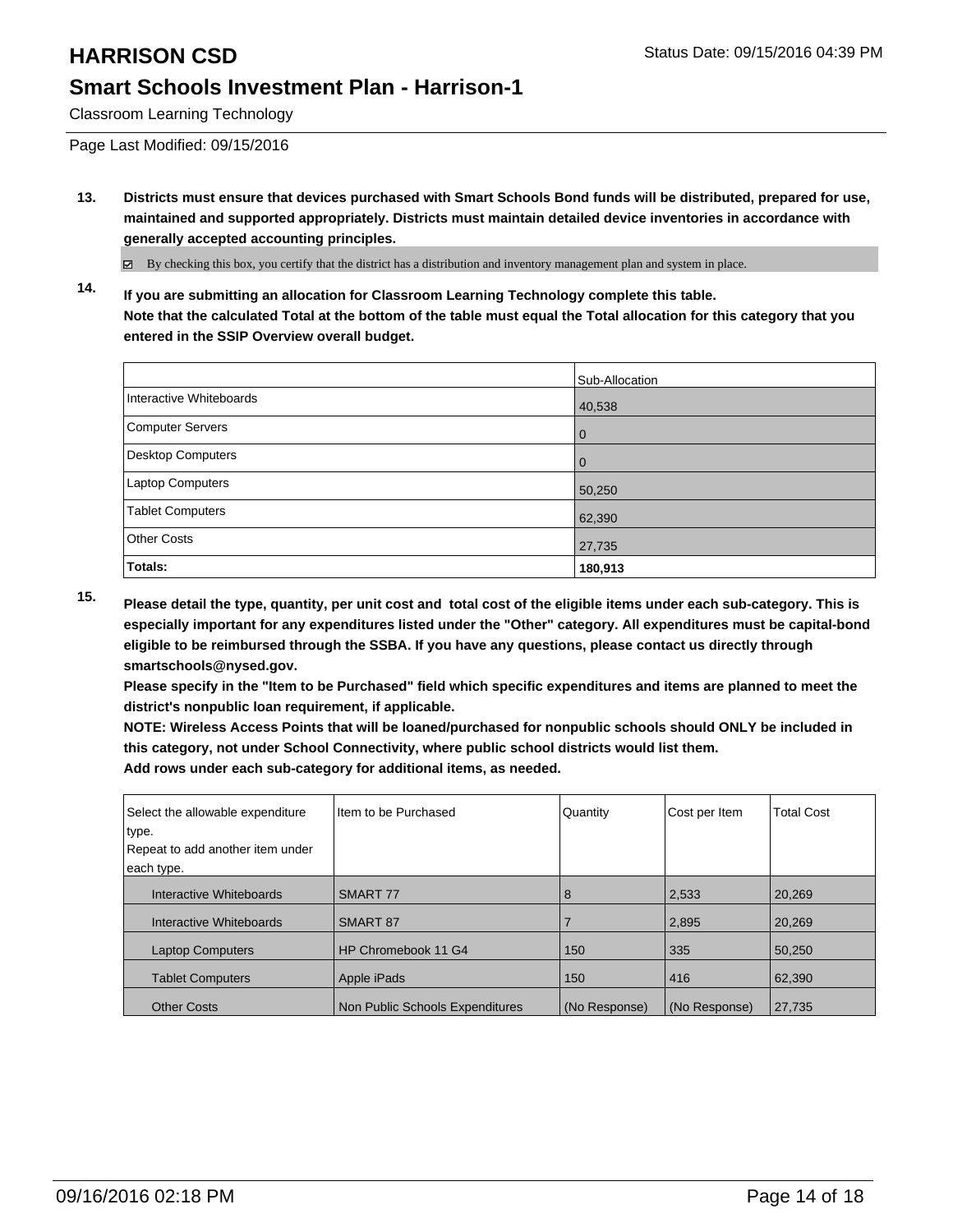# HARRISON CSD

## Smart Schools Investment Plan - Harrison-1

Classroom Learning Technology

Page Last Modified: 09/15/2016

**13. Districts must ensure that devices purchased with Smart Schools Bond funds will be distributed, prepared for use, maintained and supported appropriately. Districts must maintain detailed device inventories in accordance with generally accepted accounting principles.**

☑ By checking this box, you certify that the district has a distribution and inventory management plan and system in place.

**14. If you are submitting an allocation for Classroom Learning Technology complete this table. Note that the calculated Total at the bottom of the table must equal the Total allocation for this category that you entered in the SSIP Overview overall budget.**

| | Sub-Allocation |
|---|---|
| Interactive Whiteboards | 40,538 |
| Computer Servers | 0 |
| Desktop Computers | 0 |
| Laptop Computers | 50,250 |
| Tablet Computers | 62,390 |
| Other Costs | 27,735 |
| **Totals:** | **180,913** |

**15. Please detail the type, quantity, per unit cost and total cost of the eligible items under each sub-category. This is especially important for any expenditures listed under the "Other" category. All expenditures must be capital-bond eligible to be reimbursed through the SSBA. If you have any questions, please contact us directly through smartschools@nysed.gov.**
**Please specify in the "Item to be Purchased" field which specific expenditures and items are planned to meet the district's nonpublic loan requirement, if applicable.**
**NOTE: Wireless Access Points that will be loaned/purchased for nonpublic schools should ONLY be included in this category, not under School Connectivity, where public school districts would list them.**
**Add rows under each sub-category for additional items, as needed.**

| Select the allowable expenditure type. Repeat to add another item under each type. | Item to be Purchased | Quantity | Cost per Item | Total Cost |
|---|---|---|---|---|
| Interactive Whiteboards | SMART 77 | 8 | 2,533 | 20,269 |
| Interactive Whiteboards | SMART 87 | 7 | 2,895 | 20,269 |
| Laptop Computers | HP Chromebook 11 G4 | 150 | 335 | 50,250 |
| Tablet Computers | Apple iPads | 150 | 416 | 62,390 |
| Other Costs | Non Public Schools Expenditures | (No Response) | (No Response) | 27,735 |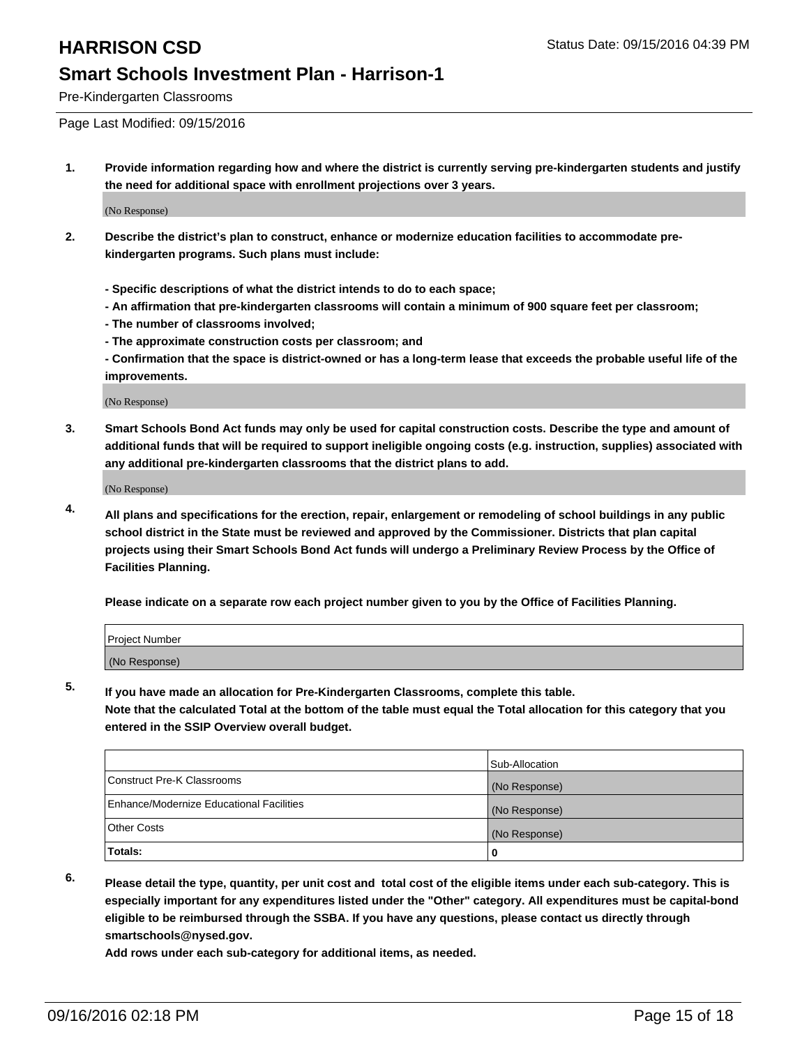# HARRISON CSD

Status Date: 09/15/2016 04:39 PM

## Smart Schools Investment Plan - Harrison-1

Pre-Kindergarten Classrooms

Page Last Modified: 09/15/2016

1. **Provide information regarding how and where the district is currently serving pre-kindergarten students and justify the need for additional space with enrollment projections over 3 years.**

   (No Response)

2. **Describe the district's plan to construct, enhance or modernize education facilities to accommodate pre-kindergarten programs. Such plans must include:**

   **- Specific descriptions of what the district intends to do to each space;**
   **- An affirmation that pre-kindergarten classrooms will contain a minimum of 900 square feet per classroom;**
   **- The number of classrooms involved;**
   **- The approximate construction costs per classroom; and**
   **- Confirmation that the space is district-owned or has a long-term lease that exceeds the probable useful life of the improvements.**

   (No Response)

3. **Smart Schools Bond Act funds may only be used for capital construction costs. Describe the type and amount of additional funds that will be required to support ineligible ongoing costs (e.g. instruction, supplies) associated with any additional pre-kindergarten classrooms that the district plans to add.**

   (No Response)

4. **All plans and specifications for the erection, repair, enlargement or remodeling of school buildings in any public school district in the State must be reviewed and approved by the Commissioner. Districts that plan capital projects using their Smart Schools Bond Act funds will undergo a Preliminary Review Process by the Office of Facilities Planning.**

   **Please indicate on a separate row each project number given to you by the Office of Facilities Planning.**

| Project Number |
|---|
| (No Response) |

5. **If you have made an allocation for Pre-Kindergarten Classrooms, complete this table.**
   **Note that the calculated Total at the bottom of the table must equal the Total allocation for this category that you entered in the SSIP Overview overall budget.**

| | Sub-Allocation |
|---|---|
| Construct Pre-K Classrooms | (No Response) |
| Enhance/Modernize Educational Facilities | (No Response) |
| Other Costs | (No Response) |
| **Totals:** | **0** |

6. **Please detail the type, quantity, per unit cost and total cost of the eligible items under each sub-category. This is especially important for any expenditures listed under the "Other" category. All expenditures must be capital-bond eligible to be reimbursed through the SSBA. If you have any questions, please contact us directly through smartschools@nysed.gov.**
   **Add rows under each sub-category for additional items, as needed.**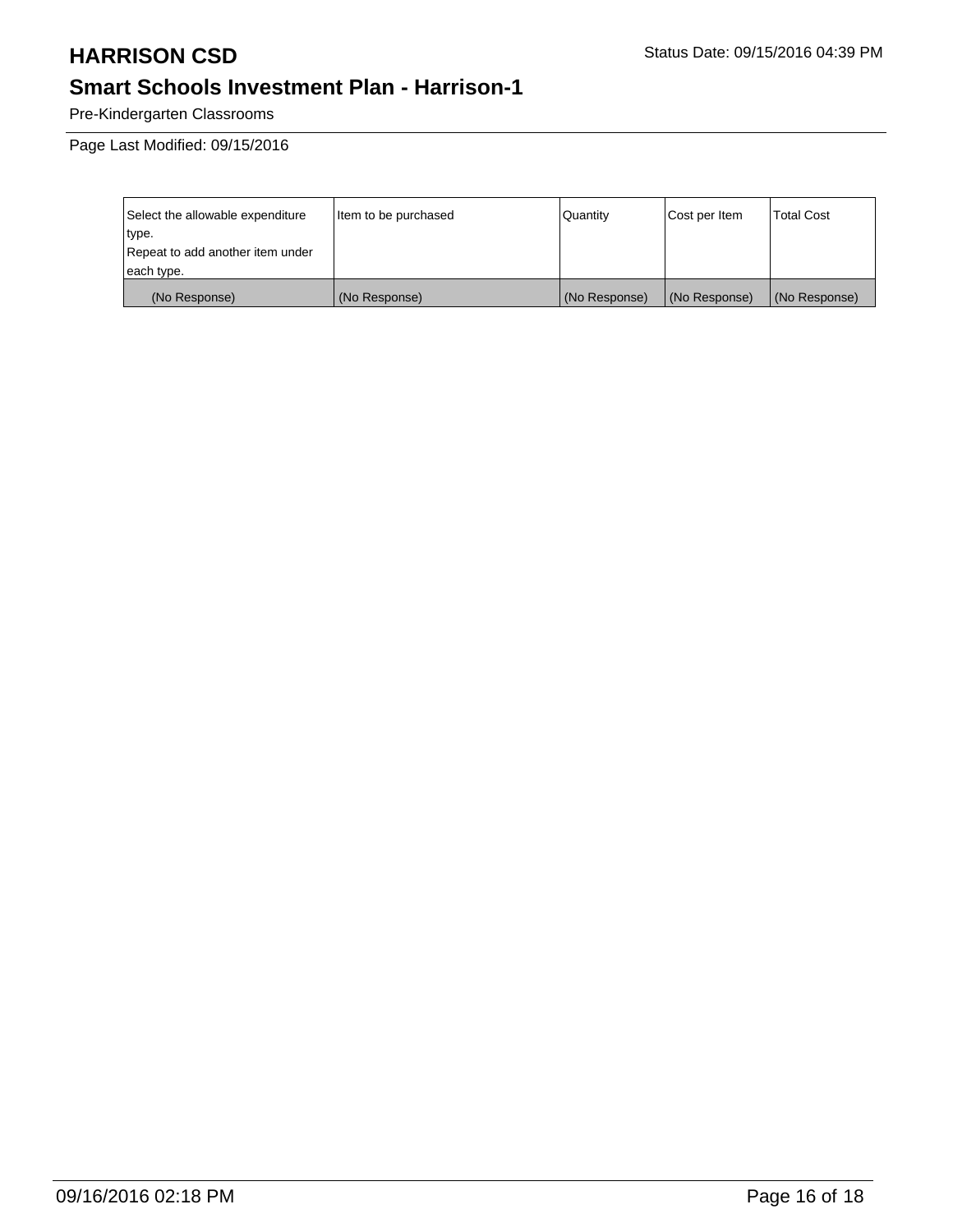# HARRISON CSD

Status Date: 09/15/2016 04:39 PM

## Smart Schools Investment Plan - Harrison-1

Pre-Kindergarten Classrooms

Page Last Modified: 09/15/2016

| Select the allowable expenditure type. Repeat to add another item under each type. | Item to be purchased | Quantity | Cost per Item | Total Cost |
| --- | --- | --- | --- | --- |
| (No Response) | (No Response) | (No Response) | (No Response) | (No Response) |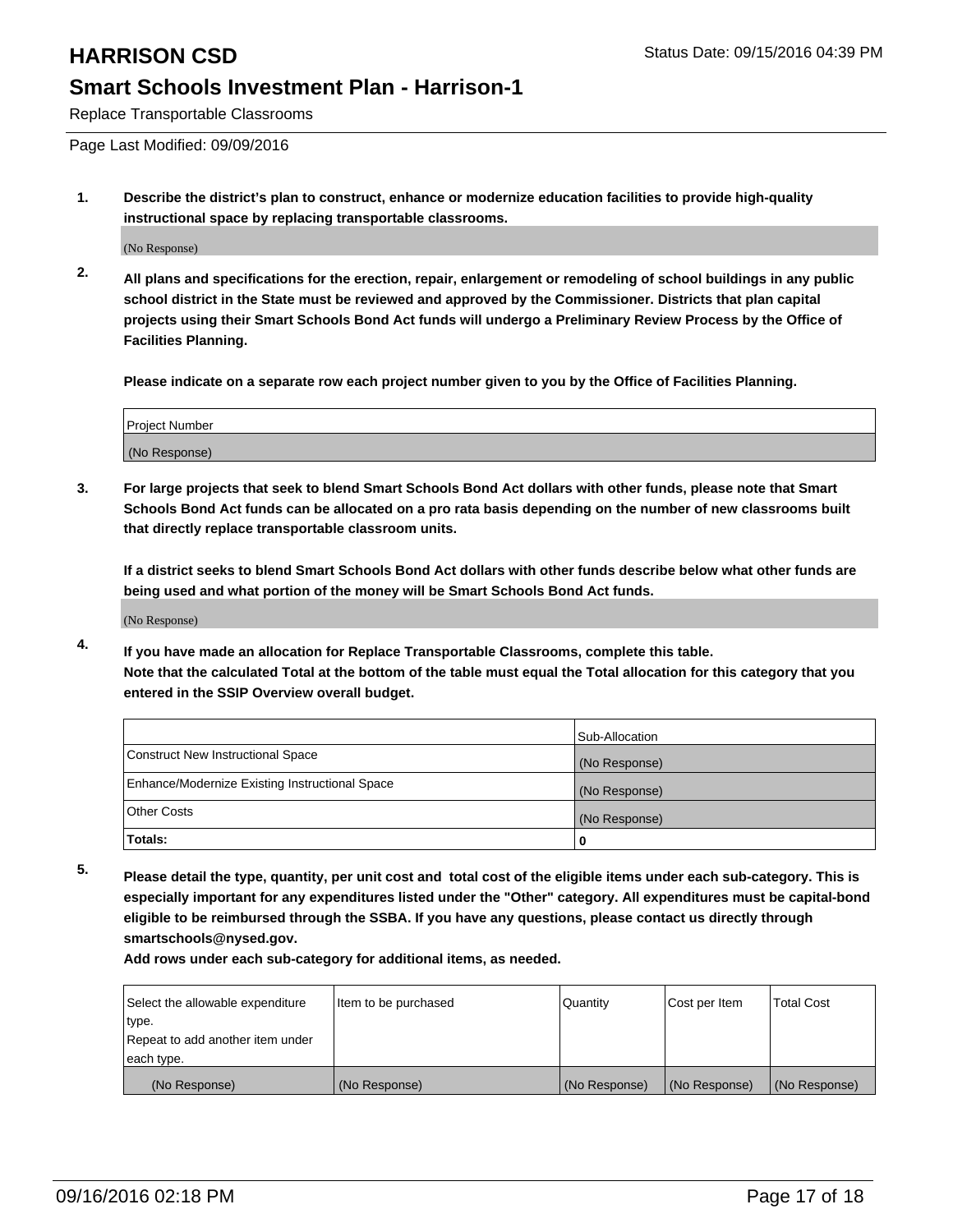# HARRISON CSD

Status Date: 09/15/2016 04:39 PM

## Smart Schools Investment Plan - Harrison-1

Replace Transportable Classrooms

Page Last Modified: 09/09/2016

**1. Describe the district's plan to construct, enhance or modernize education facilities to provide high-quality instructional space by replacing transportable classrooms.**

(No Response)

**2. All plans and specifications for the erection, repair, enlargement or remodeling of school buildings in any public school district in the State must be reviewed and approved by the Commissioner. Districts that plan capital projects using their Smart Schools Bond Act funds will undergo a Preliminary Review Process by the Office of Facilities Planning.**

**Please indicate on a separate row each project number given to you by the Office of Facilities Planning.**

| Project Number |
|---|
| (No Response) |

**3. For large projects that seek to blend Smart Schools Bond Act dollars with other funds, please note that Smart Schools Bond Act funds can be allocated on a pro rata basis depending on the number of new classrooms built that directly replace transportable classroom units.**

**If a district seeks to blend Smart Schools Bond Act dollars with other funds describe below what other funds are being used and what portion of the money will be Smart Schools Bond Act funds.**

(No Response)

**4. If you have made an allocation for Replace Transportable Classrooms, complete this table. Note that the calculated Total at the bottom of the table must equal the Total allocation for this category that you entered in the SSIP Overview overall budget.**

| | Sub-Allocation |
|---|---|
| Construct New Instructional Space | (No Response) |
| Enhance/Modernize Existing Instructional Space | (No Response) |
| Other Costs | (No Response) |
| **Totals:** | **0** |

**5. Please detail the type, quantity, per unit cost and total cost of the eligible items under each sub-category. This is especially important for any expenditures listed under the "Other" category. All expenditures must be capital-bond eligible to be reimbursed through the SSBA. If you have any questions, please contact us directly through smartschools@nysed.gov.**

**Add rows under each sub-category for additional items, as needed.**

| Select the allowable expenditure type. Repeat to add another item under each type. | Item to be purchased | Quantity | Cost per Item | Total Cost |
|---|---|---|---|---|
| (No Response) | (No Response) | (No Response) | (No Response) | (No Response) |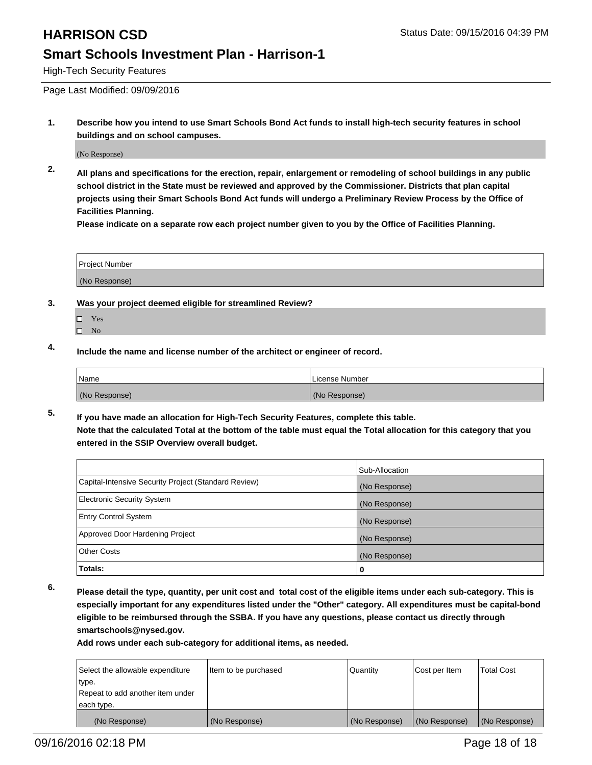# HARRISON CSD

## Smart Schools Investment Plan - Harrison-1

High-Tech Security Features

Page Last Modified: 09/09/2016

**1. Describe how you intend to use Smart Schools Bond Act funds to install high-tech security features in school buildings and on school campuses.**

(No Response)

**2. All plans and specifications for the erection, repair, enlargement or remodeling of school buildings in any public school district in the State must be reviewed and approved by the Commissioner. Districts that plan capital projects using their Smart Schools Bond Act funds will undergo a Preliminary Review Process by the Office of Facilities Planning.**
**Please indicate on a separate row each project number given to you by the Office of Facilities Planning.**

| Project Number |
|---|
| (No Response) |

**3. Was your project deemed eligible for streamlined Review?**

- ☐ Yes
- ☐ No

**4. Include the name and license number of the architect or engineer of record.**

| Name | License Number |
|---|---|
| (No Response) | (No Response) |

**5. If you have made an allocation for High-Tech Security Features, complete this table.**
**Note that the calculated Total at the bottom of the table must equal the Total allocation for this category that you entered in the SSIP Overview overall budget.**

| | Sub-Allocation |
|---|---|
| Capital-Intensive Security Project (Standard Review) | (No Response) |
| Electronic Security System | (No Response) |
| Entry Control System | (No Response) |
| Approved Door Hardening Project | (No Response) |
| Other Costs | (No Response) |
| **Totals:** | **0** |

**6. Please detail the type, quantity, per unit cost and total cost of the eligible items under each sub-category. This is especially important for any expenditures listed under the "Other" category. All expenditures must be capital-bond eligible to be reimbursed through the SSBA. If you have any questions, please contact us directly through smartschools@nysed.gov.**
**Add rows under each sub-category for additional items, as needed.**

| Select the allowable expenditure type. Repeat to add another item under each type. | Item to be purchased | Quantity | Cost per Item | Total Cost |
|---|---|---|---|---|
| (No Response) | (No Response) | (No Response) | (No Response) | (No Response) |